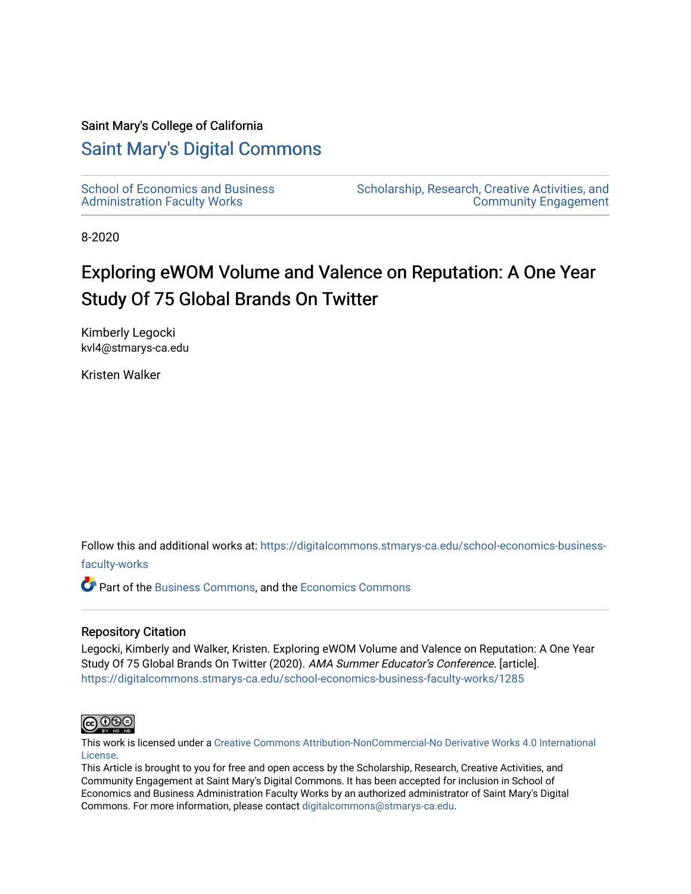Saint Mary's College of California

# Saint Mary's Digital Commons

School of Economics and Business Administration Faculty Works

Scholarship, Research, Creative Activities, and Community Engagement

8-2020

# Exploring eWOM Volume and Valence on Reputation: A One Year Study Of 75 Global Brands On Twitter

Kimberly Legocki
kvl4@stmarys-ca.edu

Kristen Walker

Follow this and additional works at: https://digitalcommons.stmarys-ca.edu/school-economics-business-faculty-works

Part of the Business Commons, and the Economics Commons

## Repository Citation

Legocki, Kimberly and Walker, Kristen. Exploring eWOM Volume and Valence on Reputation: A One Year Study Of 75 Global Brands On Twitter (2020). *AMA Summer Educator's Conference*. [article]. https://digitalcommons.stmarys-ca.edu/school-economics-business-faculty-works/1285

This work is licensed under a Creative Commons Attribution-NonCommercial-No Derivative Works 4.0 International License.

This Article is brought to you for free and open access by the Scholarship, Research, Creative Activities, and Community Engagement at Saint Mary's Digital Commons. It has been accepted for inclusion in School of Economics and Business Administration Faculty Works by an authorized administrator of Saint Mary's Digital Commons. For more information, please contact digitalcommons@stmarys-ca.edu.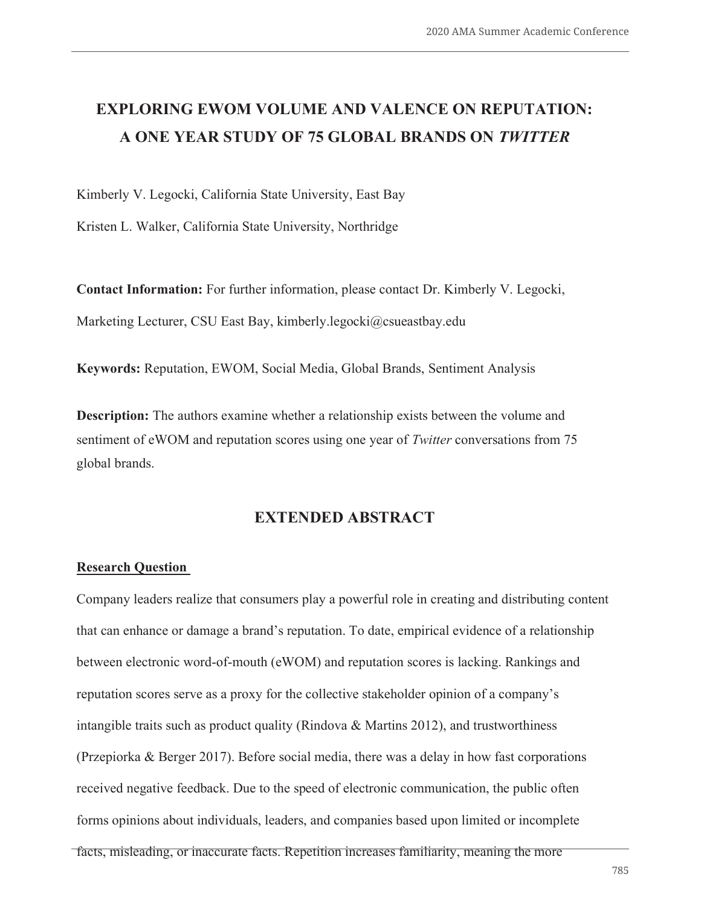# EXPLORING EWOM VOLUME AND VALENCE ON REPUTATION: A ONE YEAR STUDY OF 75 GLOBAL BRANDS ON *TWITTER*

Kimberly V. Legocki, California State University, East Bay

Kristen L. Walker, California State University, Northridge

**Contact Information:** For further information, please contact Dr. Kimberly V. Legocki, Marketing Lecturer, CSU East Bay, kimberly.legocki@csueastbay.edu

**Keywords:** Reputation, EWOM, Social Media, Global Brands, Sentiment Analysis

**Description:** The authors examine whether a relationship exists between the volume and sentiment of eWOM and reputation scores using one year of *Twitter* conversations from 75 global brands.

## EXTENDED ABSTRACT

### Research Question

Company leaders realize that consumers play a powerful role in creating and distributing content that can enhance or damage a brand's reputation. To date, empirical evidence of a relationship between electronic word-of-mouth (eWOM) and reputation scores is lacking. Rankings and reputation scores serve as a proxy for the collective stakeholder opinion of a company's intangible traits such as product quality (Rindova & Martins 2012), and trustworthiness (Przepiorka & Berger 2017). Before social media, there was a delay in how fast corporations received negative feedback. Due to the speed of electronic communication, the public often forms opinions about individuals, leaders, and companies based upon limited or incomplete facts, misleading, or inaccurate facts. Repetition increases familiarity, meaning the more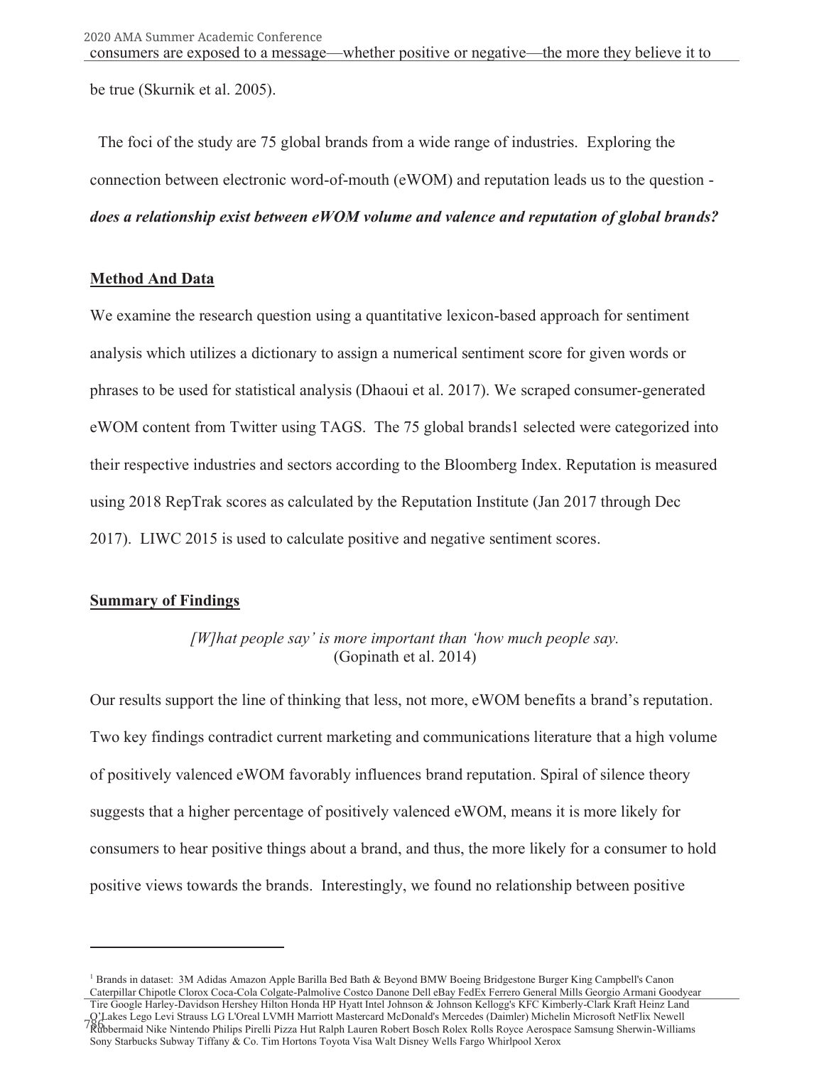consumers are exposed to a message—whether positive or negative—the more they believe it to be true (Skurnik et al. 2005).

The foci of the study are 75 global brands from a wide range of industries. Exploring the connection between electronic word-of-mouth (eWOM) and reputation leads us to the question - ***does a relationship exist between eWOM volume and valence and reputation of global brands?***

## Method And Data

We examine the research question using a quantitative lexicon-based approach for sentiment analysis which utilizes a dictionary to assign a numerical sentiment score for given words or phrases to be used for statistical analysis (Dhaoui et al. 2017). We scraped consumer-generated eWOM content from Twitter using TAGS. The 75 global brands[1] selected were categorized into their respective industries and sectors according to the Bloomberg Index. Reputation is measured using 2018 RepTrak scores as calculated by the Reputation Institute (Jan 2017 through Dec 2017). LIWC 2015 is used to calculate positive and negative sentiment scores.

## Summary of Findings

*[W]hat people say' is more important than 'how much people say.*
(Gopinath et al. 2014)

Our results support the line of thinking that less, not more, eWOM benefits a brand's reputation. Two key findings contradict current marketing and communications literature that a high volume of positively valenced eWOM favorably influences brand reputation. Spiral of silence theory suggests that a higher percentage of positively valenced eWOM, means it is more likely for consumers to hear positive things about a brand, and thus, the more likely for a consumer to hold positive views towards the brands. Interestingly, we found no relationship between positive

---

[1] Brands in dataset: 3M Adidas Amazon Apple Barilla Bed Bath & Beyond BMW Boeing Bridgestone Burger King Campbell's Canon Caterpillar Chipotle Clorox Coca-Cola Colgate-Palmolive Costco Danone Dell eBay FedEx Ferrero General Mills Georgio Armani Goodyear Tire Google Harley-Davidson Hershey Hilton Honda HP Hyatt Intel Johnson & Johnson Kellogg's KFC Kimberly-Clark Kraft Heinz Land O'Lakes Lego Levi Strauss LG L'Oreal LVMH Marriott Mastercard McDonald's Mercedes (Daimler) Michelin Microsoft NetFlix Newell Rubbermaid Nike Nintendo Philips Pirelli Pizza Hut Ralph Lauren Robert Bosch Rolex Rolls Royce Aerospace Samsung Sherwin-Williams Sony Starbucks Subway Tiffany & Co. Tim Hortons Toyota Visa Walt Disney Wells Fargo Whirlpool Xerox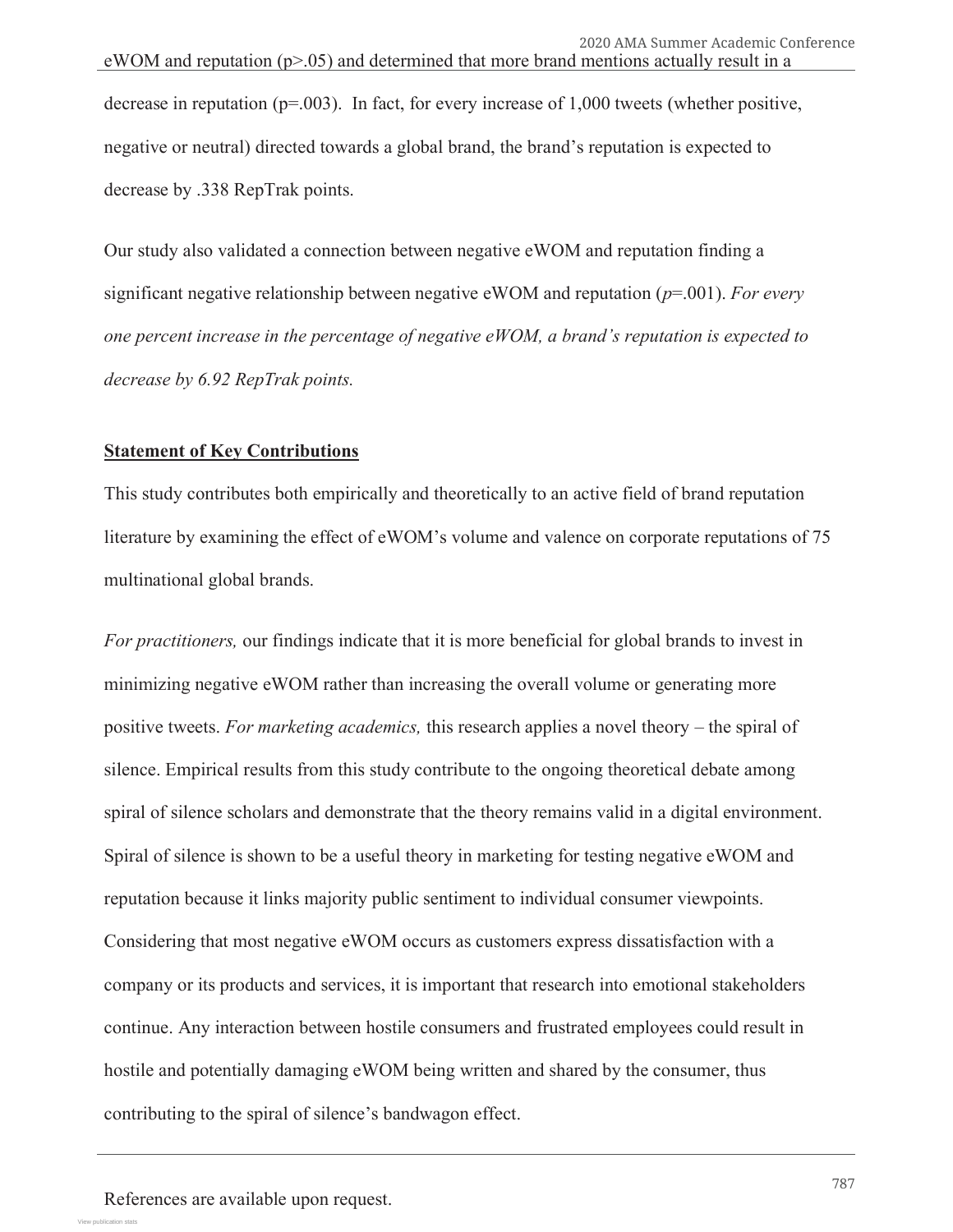eWOM and reputation ($p>.05$) and determined that more brand mentions actually result in a decrease in reputation ($p=.003$). In fact, for every increase of 1,000 tweets (whether positive, negative or neutral) directed towards a global brand, the brand's reputation is expected to decrease by .338 RepTrak points.

Our study also validated a connection between negative eWOM and reputation finding a significant negative relationship between negative eWOM and reputation ($p=.001$). *For every one percent increase in the percentage of negative eWOM, a brand's reputation is expected to decrease by 6.92 RepTrak points.*

**Statement of Key Contributions**

This study contributes both empirically and theoretically to an active field of brand reputation literature by examining the effect of eWOM's volume and valence on corporate reputations of 75 multinational global brands.

*For practitioners,* our findings indicate that it is more beneficial for global brands to invest in minimizing negative eWOM rather than increasing the overall volume or generating more positive tweets. *For marketing academics,* this research applies a novel theory – the spiral of silence. Empirical results from this study contribute to the ongoing theoretical debate among spiral of silence scholars and demonstrate that the theory remains valid in a digital environment. Spiral of silence is shown to be a useful theory in marketing for testing negative eWOM and reputation because it links majority public sentiment to individual consumer viewpoints. Considering that most negative eWOM occurs as customers express dissatisfaction with a company or its products and services, it is important that research into emotional stakeholders continue. Any interaction between hostile consumers and frustrated employees could result in hostile and potentially damaging eWOM being written and shared by the consumer, thus contributing to the spiral of silence's bandwagon effect.

References are available upon request.